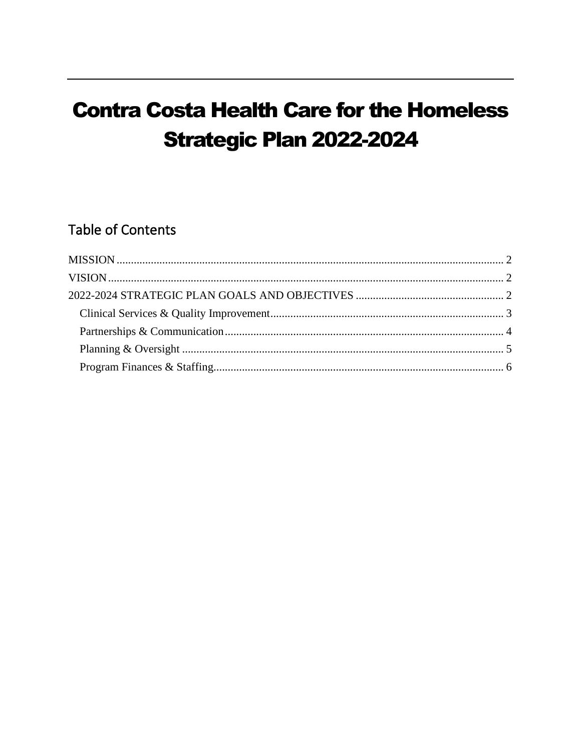# Contra Costa Health Care for the Homeless Strategic Plan 2022-2024

## Table of Contents

MISSION ........ 2

VISION ........ 2

2022-2024 STRATEGIC PLAN GOALS AND OBJECTIVES ........ 2

- Clinical Services & Quality Improvement ........ 3
- Partnerships & Communication ........ 4
- Planning & Oversight ........ 5
- Program Finances & Staffing ........ 6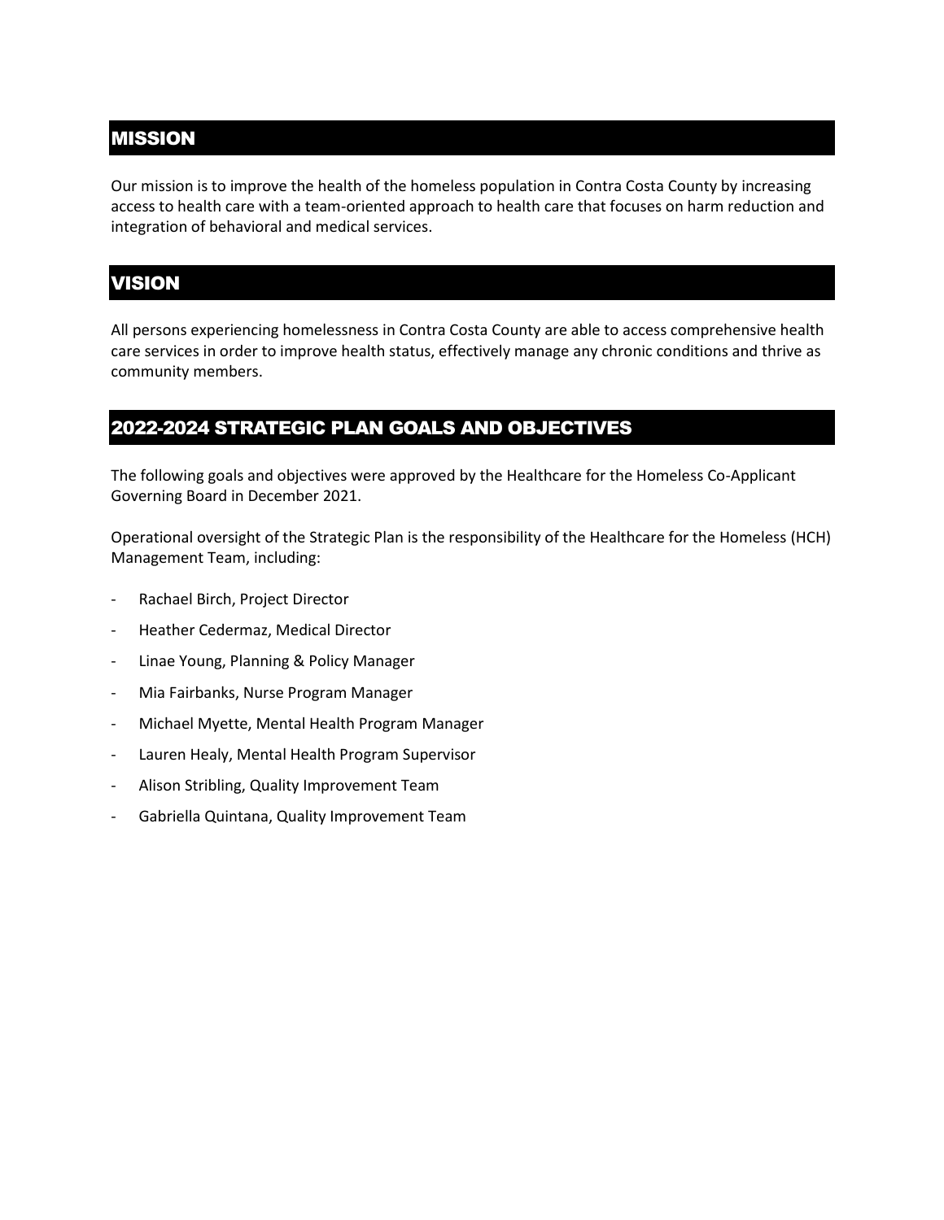## MISSION

Our mission is to improve the health of the homeless population in Contra Costa County by increasing access to health care with a team-oriented approach to health care that focuses on harm reduction and integration of behavioral and medical services.

## VISION

All persons experiencing homelessness in Contra Costa County are able to access comprehensive health care services in order to improve health status, effectively manage any chronic conditions and thrive as community members.

## 2022-2024 STRATEGIC PLAN GOALS AND OBJECTIVES

The following goals and objectives were approved by the Healthcare for the Homeless Co-Applicant Governing Board in December 2021.

Operational oversight of the Strategic Plan is the responsibility of the Healthcare for the Homeless (HCH) Management Team, including:

- Rachael Birch, Project Director
- Heather Cedermaz, Medical Director
- Linae Young, Planning & Policy Manager
- Mia Fairbanks, Nurse Program Manager
- Michael Myette, Mental Health Program Manager
- Lauren Healy, Mental Health Program Supervisor
- Alison Stribling, Quality Improvement Team
- Gabriella Quintana, Quality Improvement Team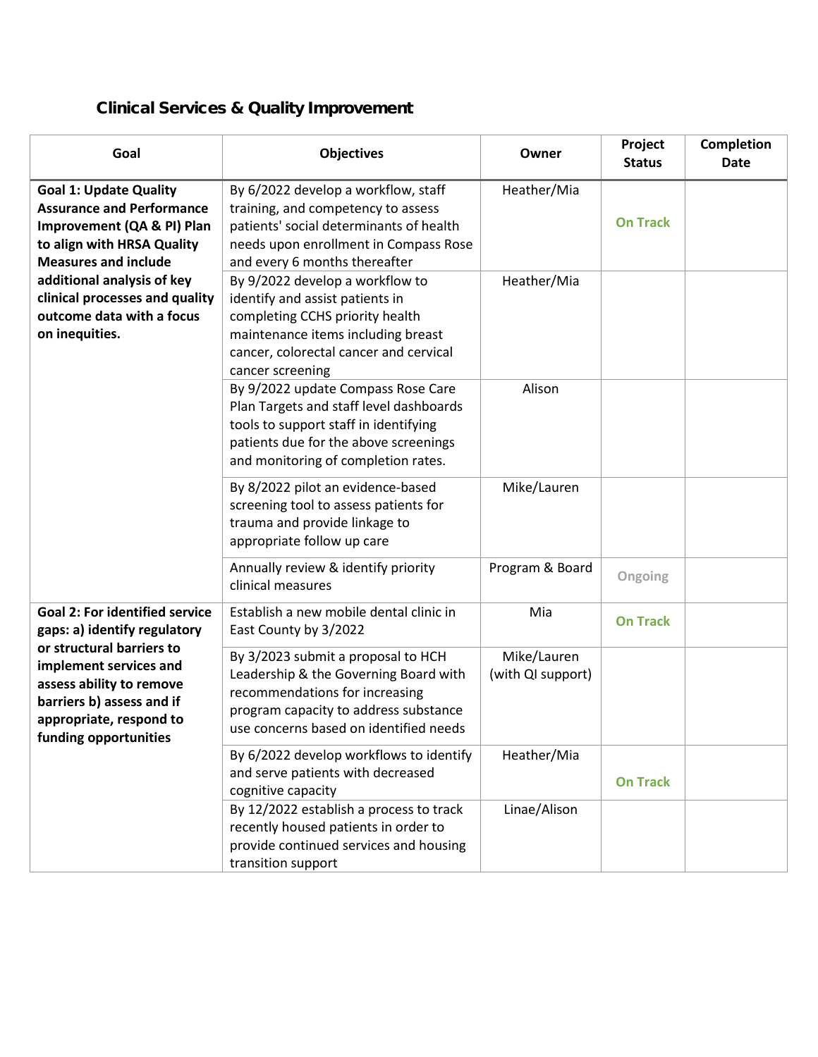## Clinical Services & Quality Improvement

| Goal | Objectives | Owner | Project Status | Completion Date |
|---|---|---|---|---|
| **Goal 1: Update Quality Assurance and Performance Improvement (QA & PI) Plan to align with HRSA Quality Measures and include additional analysis of key clinical processes and quality outcome data with a focus on inequities.** | By 6/2022 develop a workflow, staff training, and competency to assess patients' social determinants of health needs upon enrollment in Compass Rose and every 6 months thereafter | Heather/Mia | On Track | |
| | By 9/2022 develop a workflow to identify and assist patients in completing CCHS priority health maintenance items including breast cancer, colorectal cancer and cervical cancer screening | Heather/Mia | | |
| | By 9/2022 update Compass Rose Care Plan Targets and staff level dashboards tools to support staff in identifying patients due for the above screenings and monitoring of completion rates. | Alison | | |
| | By 8/2022 pilot an evidence-based screening tool to assess patients for trauma and provide linkage to appropriate follow up care | Mike/Lauren | | |
| | Annually review & identify priority clinical measures | Program & Board | Ongoing | |
| **Goal 2: For identified service gaps: a) identify regulatory or structural barriers to implement services and assess ability to remove barriers b) assess and if appropriate, respond to funding opportunities** | Establish a new mobile dental clinic in East County by 3/2022 | Mia | On Track | |
| | By 3/2023 submit a proposal to HCH Leadership & the Governing Board with recommendations for increasing program capacity to address substance use concerns based on identified needs | Mike/Lauren (with QI support) | | |
| | By 6/2022 develop workflows to identify and serve patients with decreased cognitive capacity | Heather/Mia | On Track | |
| | By 12/2022 establish a process to track recently housed patients in order to provide continued services and housing transition support | Linae/Alison | | |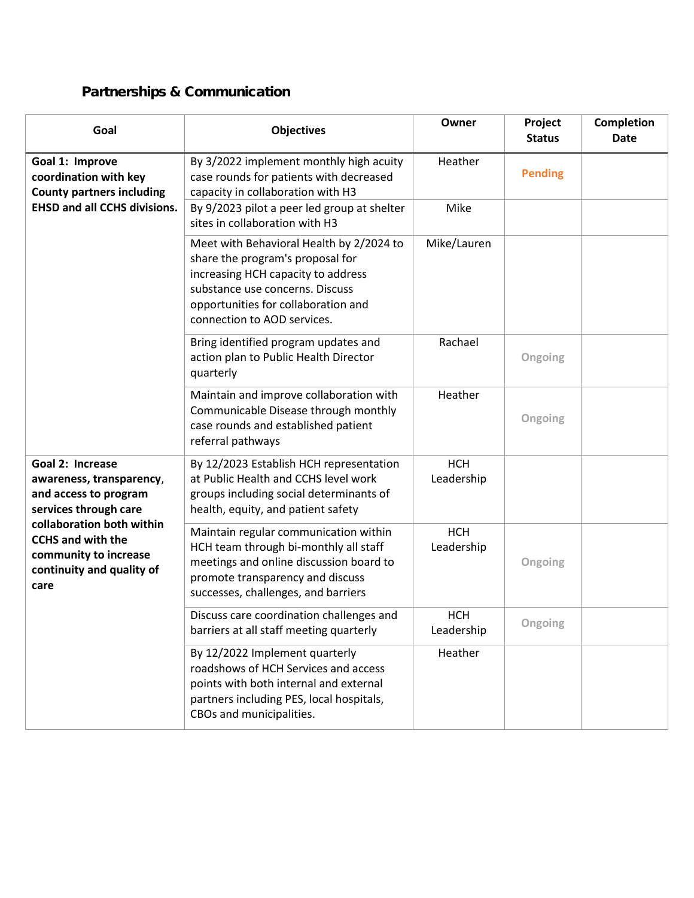## Partnerships & Communication

| Goal | Objectives | Owner | Project Status | Completion Date |
|---|---|---|---|---|
| **Goal 1: Improve coordination with key County partners including EHSD and all CCHS divisions.** | By 3/2022 implement monthly high acuity case rounds for patients with decreased capacity in collaboration with H3 | Heather | Pending | |
| | By 9/2023 pilot a peer led group at shelter sites in collaboration with H3 | Mike | | |
| | Meet with Behavioral Health by 2/2024 to share the program's proposal for increasing HCH capacity to address substance use concerns. Discuss opportunities for collaboration and connection to AOD services. | Mike/Lauren | | |
| | Bring identified program updates and action plan to Public Health Director quarterly | Rachael | Ongoing | |
| | Maintain and improve collaboration with Communicable Disease through monthly case rounds and established patient referral pathways | Heather | Ongoing | |
| **Goal 2: Increase awareness, transparency, and access to program services through care collaboration both within CCHS and with the community to increase continuity and quality of care** | By 12/2023 Establish HCH representation at Public Health and CCHS level work groups including social determinants of health, equity, and patient safety | HCH Leadership | | |
| | Maintain regular communication within HCH team through bi-monthly all staff meetings and online discussion board to promote transparency and discuss successes, challenges, and barriers | HCH Leadership | Ongoing | |
| | Discuss care coordination challenges and barriers at all staff meeting quarterly | HCH Leadership | Ongoing | |
| | By 12/2022 Implement quarterly roadshows of HCH Services and access points with both internal and external partners including PES, local hospitals, CBOs and municipalities. | Heather | | |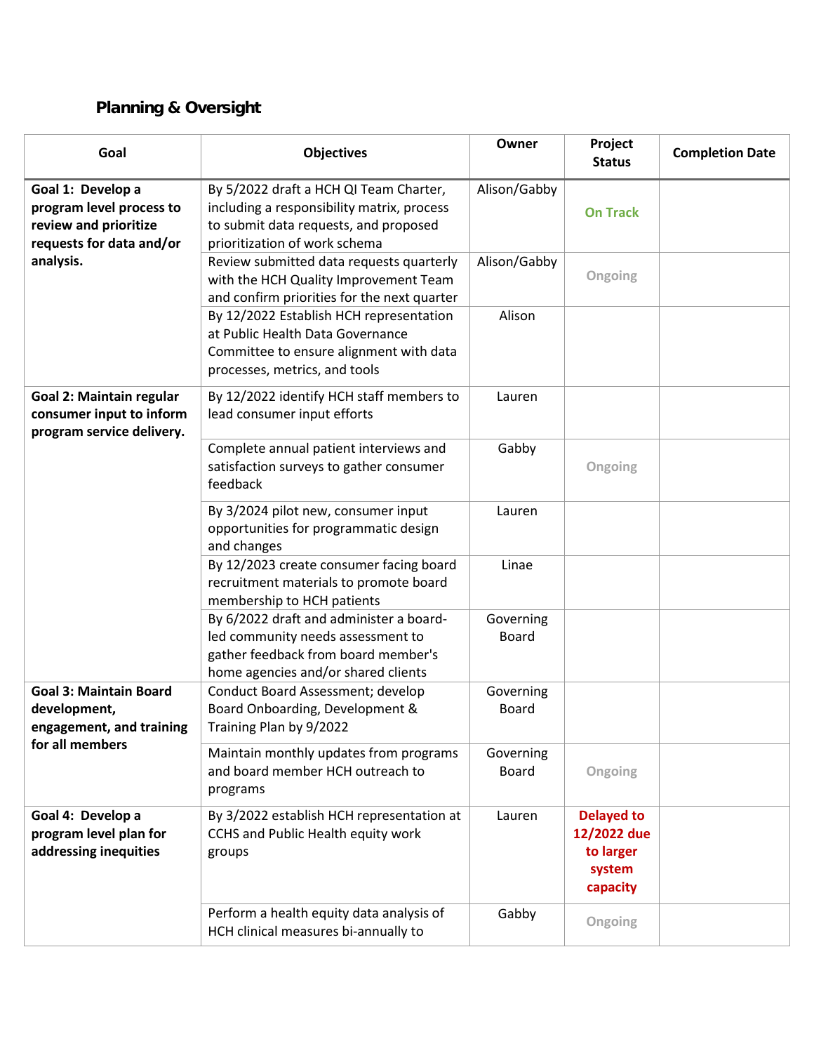## Planning & Oversight

| Goal | Objectives | Owner | Project Status | Completion Date |
|---|---|---|---|---|
| **Goal 1: Develop a program level process to review and prioritize requests for data and/or analysis.** | By 5/2022 draft a HCH QI Team Charter, including a responsibility matrix, process to submit data requests, and proposed prioritization of work schema | Alison/Gabby | On Track | |
| | Review submitted data requests quarterly with the HCH Quality Improvement Team and confirm priorities for the next quarter | Alison/Gabby | Ongoing | |
| | By 12/2022 Establish HCH representation at Public Health Data Governance Committee to ensure alignment with data processes, metrics, and tools | Alison | | |
| **Goal 2: Maintain regular consumer input to inform program service delivery.** | By 12/2022 identify HCH staff members to lead consumer input efforts | Lauren | | |
| | Complete annual patient interviews and satisfaction surveys to gather consumer feedback | Gabby | Ongoing | |
| | By 3/2024 pilot new, consumer input opportunities for programmatic design and changes | Lauren | | |
| | By 12/2023 create consumer facing board recruitment materials to promote board membership to HCH patients | Linae | | |
| | By 6/2022 draft and administer a board-led community needs assessment to gather feedback from board member's home agencies and/or shared clients | Governing Board | | |
| **Goal 3: Maintain Board development, engagement, and training for all members** | Conduct Board Assessment; develop Board Onboarding, Development & Training Plan by 9/2022 | Governing Board | | |
| | Maintain monthly updates from programs and board member HCH outreach to programs | Governing Board | Ongoing | |
| **Goal 4: Develop a program level plan for addressing inequities** | By 3/2022 establish HCH representation at CCHS and Public Health equity work groups | Lauren | Delayed to 12/2022 due to larger system capacity | |
| | Perform a health equity data analysis of HCH clinical measures bi-annually to | Gabby | Ongoing | |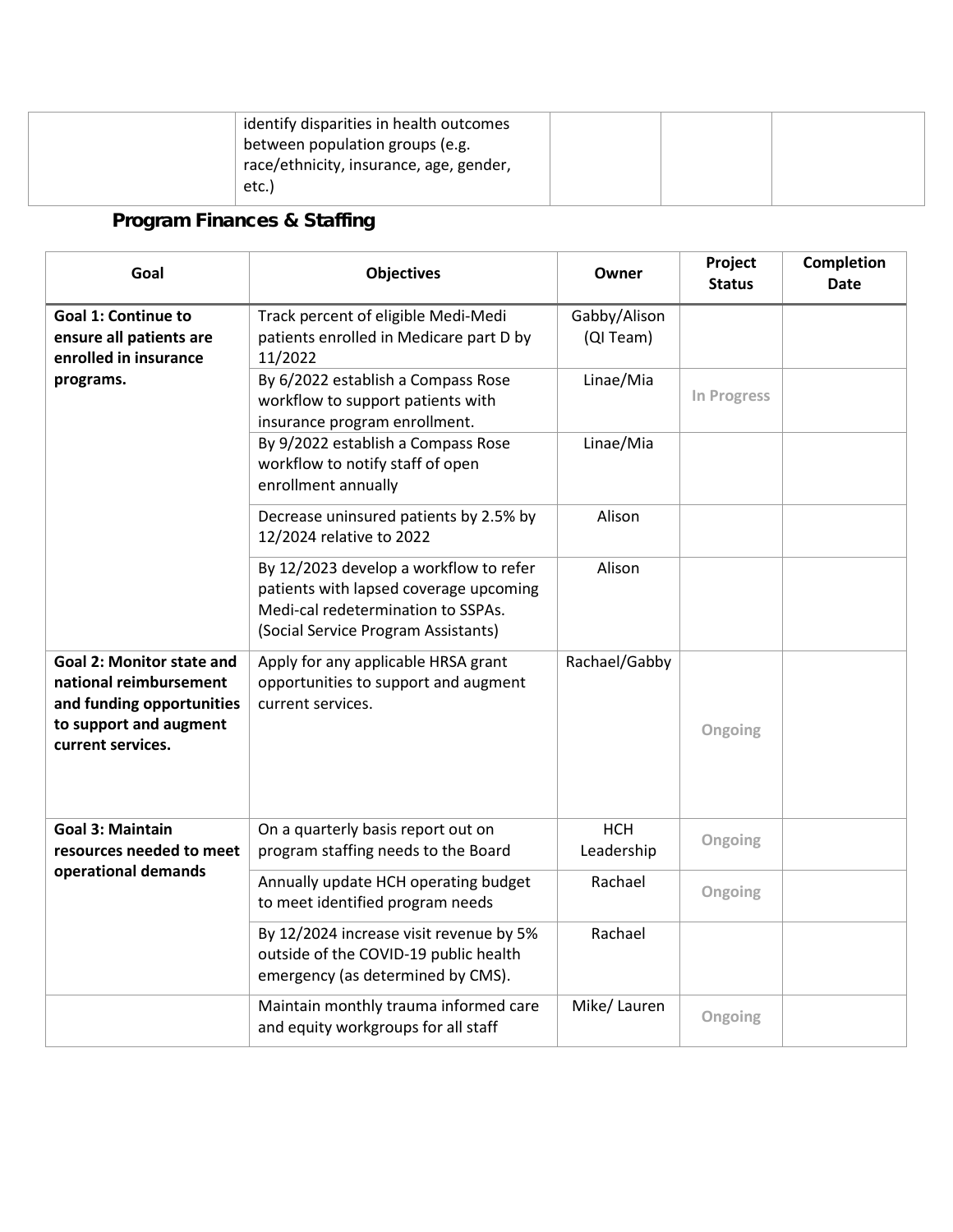| | identify disparities in health outcomes between population groups (e.g. race/ethnicity, insurance, age, gender, etc.) | | | |
|---|---|---|---|---|

## Program Finances & Staffing

| Goal | Objectives | Owner | Project Status | Completion Date |
|---|---|---|---|---|
| **Goal 1: Continue to ensure all patients are enrolled in insurance programs.** | Track percent of eligible Medi-Medi patients enrolled in Medicare part D by 11/2022 | Gabby/Alison (QI Team) | | |
| | By 6/2022 establish a Compass Rose workflow to support patients with insurance program enrollment. | Linae/Mia | In Progress | |
| | By 9/2022 establish a Compass Rose workflow to notify staff of open enrollment annually | Linae/Mia | | |
| | Decrease uninsured patients by 2.5% by 12/2024 relative to 2022 | Alison | | |
| | By 12/2023 develop a workflow to refer patients with lapsed coverage upcoming Medi-cal redetermination to SSPAs. (Social Service Program Assistants) | Alison | | |
| **Goal 2: Monitor state and national reimbursement and funding opportunities to support and augment current services.** | Apply for any applicable HRSA grant opportunities to support and augment current services. | Rachael/Gabby | Ongoing | |
| **Goal 3: Maintain resources needed to meet operational demands** | On a quarterly basis report out on program staffing needs to the Board | HCH Leadership | Ongoing | |
| | Annually update HCH operating budget to meet identified program needs | Rachael | Ongoing | |
| | By 12/2024 increase visit revenue by 5% outside of the COVID-19 public health emergency (as determined by CMS). | Rachael | | |
| | Maintain monthly trauma informed care and equity workgroups for all staff | Mike/ Lauren | Ongoing | |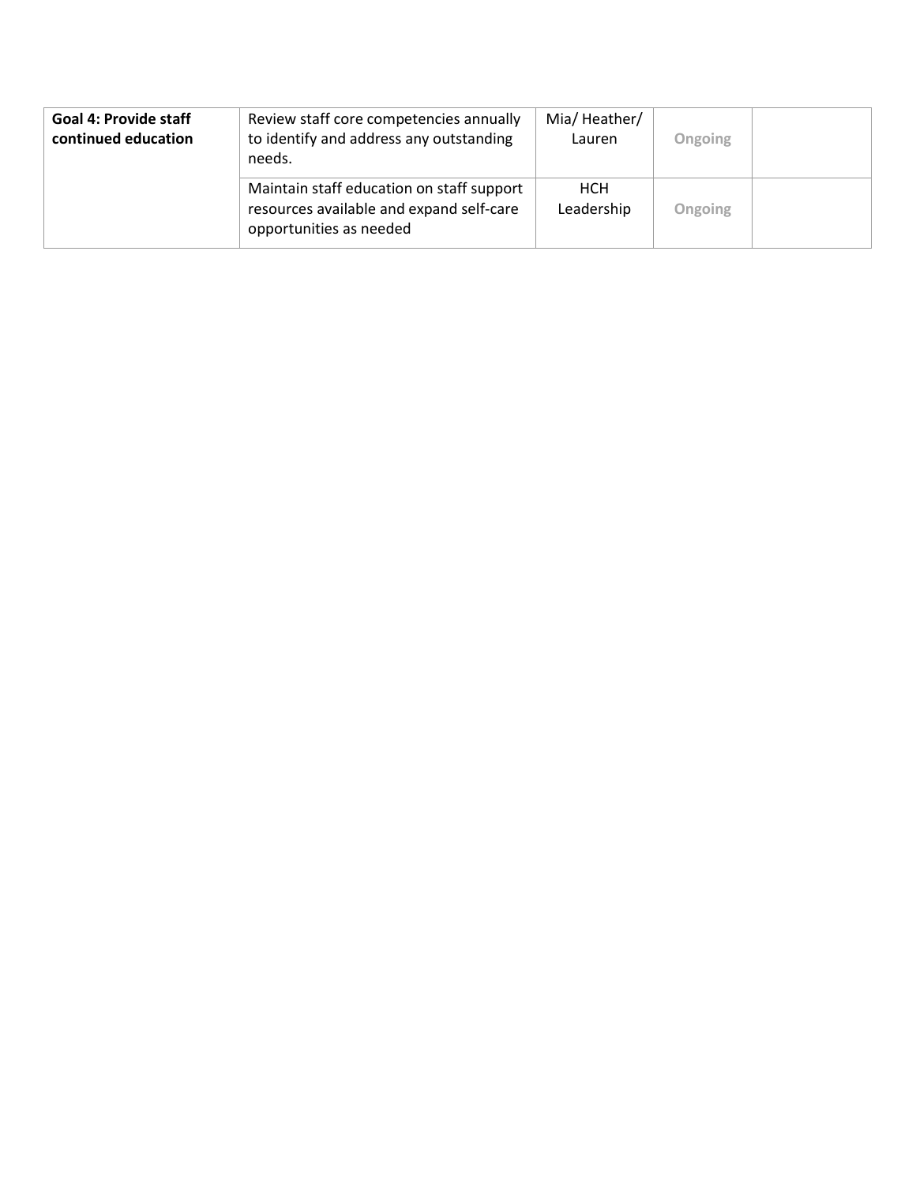| | | | | |
|---|---|---|---|---|
| **Goal 4: Provide staff continued education** | Review staff core competencies annually to identify and address any outstanding needs. | Mia/ Heather/ Lauren | **Ongoing** | |
| | Maintain staff education on staff support resources available and expand self-care opportunities as needed | HCH Leadership | **Ongoing** | |